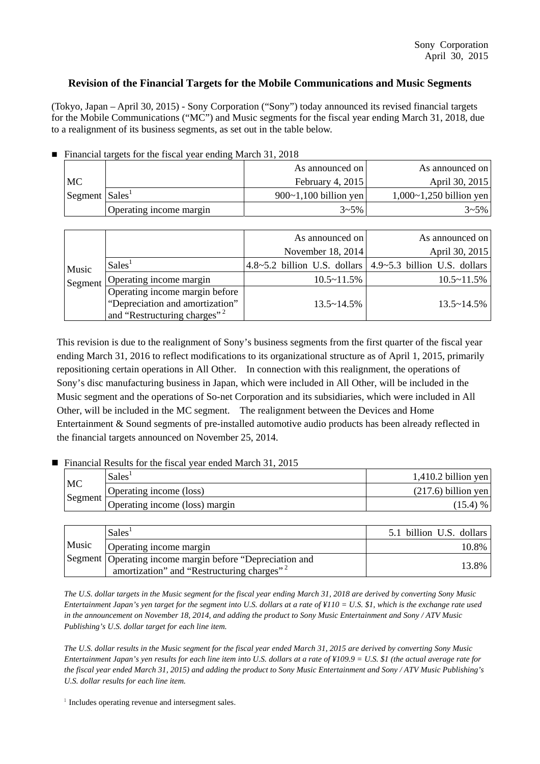Sony Corporation
April 30, 2015

# Revision of the Financial Targets for the Mobile Communications and Music Segments

(Tokyo, Japan – April 30, 2015) - Sony Corporation ("Sony") today announced its revised financial targets for the Mobile Communications ("MC") and Music segments for the fiscal year ending March 31, 2018, due to a realignment of its business segments, as set out in the table below.

■ Financial targets for the fiscal year ending March 31, 2018

| | | As announced on February 4, 2015 | As announced on April 30, 2015 |
|---|---|---|---|
| MC Segment | Sales[1] | 900~1,100 billion yen | 1,000~1,250 billion yen |
| | Operating income margin | 3~5% | 3~5% |

| | | As announced on November 18, 2014 | As announced on April 30, 2015 |
|---|---|---|---|
| Music Segment | Sales[1] | 4.8~5.2 billion U.S. dollars | 4.9~5.3 billion U.S. dollars |
| | Operating income margin | 10.5~11.5% | 10.5~11.5% |
| | Operating income margin before "Depreciation and amortization" and "Restructuring charges"[2] | 13.5~14.5% | 13.5~14.5% |

This revision is due to the realignment of Sony's business segments from the first quarter of the fiscal year ending March 31, 2016 to reflect modifications to its organizational structure as of April 1, 2015, primarily repositioning certain operations in All Other. In connection with this realignment, the operations of Sony's disc manufacturing business in Japan, which were included in All Other, will be included in the Music segment and the operations of So-net Corporation and its subsidiaries, which were included in All Other, will be included in the MC segment. The realignment between the Devices and Home Entertainment & Sound segments of pre-installed automotive audio products has been already reflected in the financial targets announced on November 25, 2014.

■ Financial Results for the fiscal year ended March 31, 2015

| | | |
|---|---|---|
| MC Segment | Sales[1] | 1,410.2 billion yen |
| | Operating income (loss) | (217.6) billion yen |
| | Operating income (loss) margin | (15.4) % |

| | | |
|---|---|---|
| Music Segment | Sales[1] | 5.1 billion U.S. dollars |
| | Operating income margin | 10.8% |
| | Operating income margin before "Depreciation and amortization" and "Restructuring charges"[2] | 13.8% |

*The U.S. dollar targets in the Music segment for the fiscal year ending March 31, 2018 are derived by converting Sony Music Entertainment Japan's yen target for the segment into U.S. dollars at a rate of ¥110 = U.S. $1, which is the exchange rate used in the announcement on November 18, 2014, and adding the product to Sony Music Entertainment and Sony / ATV Music Publishing's U.S. dollar target for each line item.*

*The U.S. dollar results in the Music segment for the fiscal year ended March 31, 2015 are derived by converting Sony Music Entertainment Japan's yen results for each line item into U.S. dollars at a rate of ¥109.9 = U.S. $1 (the actual average rate for the fiscal year ended March 31, 2015) and adding the product to Sony Music Entertainment and Sony / ATV Music Publishing's U.S. dollar results for each line item.*

[1] Includes operating revenue and intersegment sales.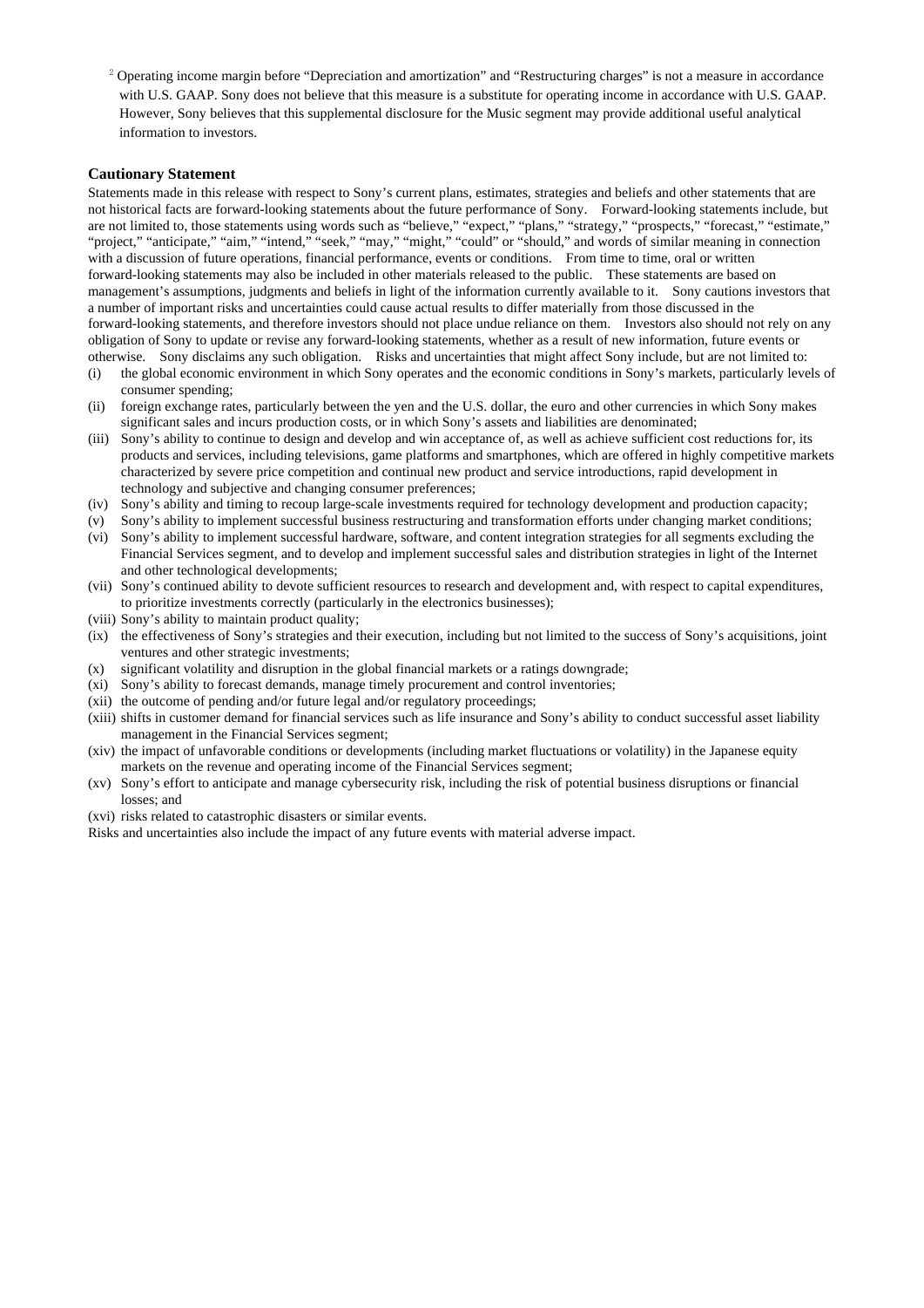[2] Operating income margin before "Depreciation and amortization" and "Restructuring charges" is not a measure in accordance with U.S. GAAP. Sony does not believe that this measure is a substitute for operating income in accordance with U.S. GAAP. However, Sony believes that this supplemental disclosure for the Music segment may provide additional useful analytical information to investors.

**Cautionary Statement**

Statements made in this release with respect to Sony's current plans, estimates, strategies and beliefs and other statements that are not historical facts are forward-looking statements about the future performance of Sony. Forward-looking statements include, but are not limited to, those statements using words such as "believe," "expect," "plans," "strategy," "prospects," "forecast," "estimate," "project," "anticipate," "aim," "intend," "seek," "may," "might," "could" or "should," and words of similar meaning in connection with a discussion of future operations, financial performance, events or conditions. From time to time, oral or written forward-looking statements may also be included in other materials released to the public. These statements are based on management's assumptions, judgments and beliefs in light of the information currently available to it. Sony cautions investors that a number of important risks and uncertainties could cause actual results to differ materially from those discussed in the forward-looking statements, and therefore investors should not place undue reliance on them. Investors also should not rely on any obligation of Sony to update or revise any forward-looking statements, whether as a result of new information, future events or otherwise. Sony disclaims any such obligation. Risks and uncertainties that might affect Sony include, but are not limited to:

(i) the global economic environment in which Sony operates and the economic conditions in Sony's markets, particularly levels of consumer spending;
(ii) foreign exchange rates, particularly between the yen and the U.S. dollar, the euro and other currencies in which Sony makes significant sales and incurs production costs, or in which Sony's assets and liabilities are denominated;
(iii) Sony's ability to continue to design and develop and win acceptance of, as well as achieve sufficient cost reductions for, its products and services, including televisions, game platforms and smartphones, which are offered in highly competitive markets characterized by severe price competition and continual new product and service introductions, rapid development in technology and subjective and changing consumer preferences;
(iv) Sony's ability and timing to recoup large-scale investments required for technology development and production capacity;
(v) Sony's ability to implement successful business restructuring and transformation efforts under changing market conditions;
(vi) Sony's ability to implement successful hardware, software, and content integration strategies for all segments excluding the Financial Services segment, and to develop and implement successful sales and distribution strategies in light of the Internet and other technological developments;
(vii) Sony's continued ability to devote sufficient resources to research and development and, with respect to capital expenditures, to prioritize investments correctly (particularly in the electronics businesses);
(viii) Sony's ability to maintain product quality;
(ix) the effectiveness of Sony's strategies and their execution, including but not limited to the success of Sony's acquisitions, joint ventures and other strategic investments;
(x) significant volatility and disruption in the global financial markets or a ratings downgrade;
(xi) Sony's ability to forecast demands, manage timely procurement and control inventories;
(xii) the outcome of pending and/or future legal and/or regulatory proceedings;
(xiii) shifts in customer demand for financial services such as life insurance and Sony's ability to conduct successful asset liability management in the Financial Services segment;
(xiv) the impact of unfavorable conditions or developments (including market fluctuations or volatility) in the Japanese equity markets on the revenue and operating income of the Financial Services segment;
(xv) Sony's effort to anticipate and manage cybersecurity risk, including the risk of potential business disruptions or financial losses; and
(xvi) risks related to catastrophic disasters or similar events.

Risks and uncertainties also include the impact of any future events with material adverse impact.